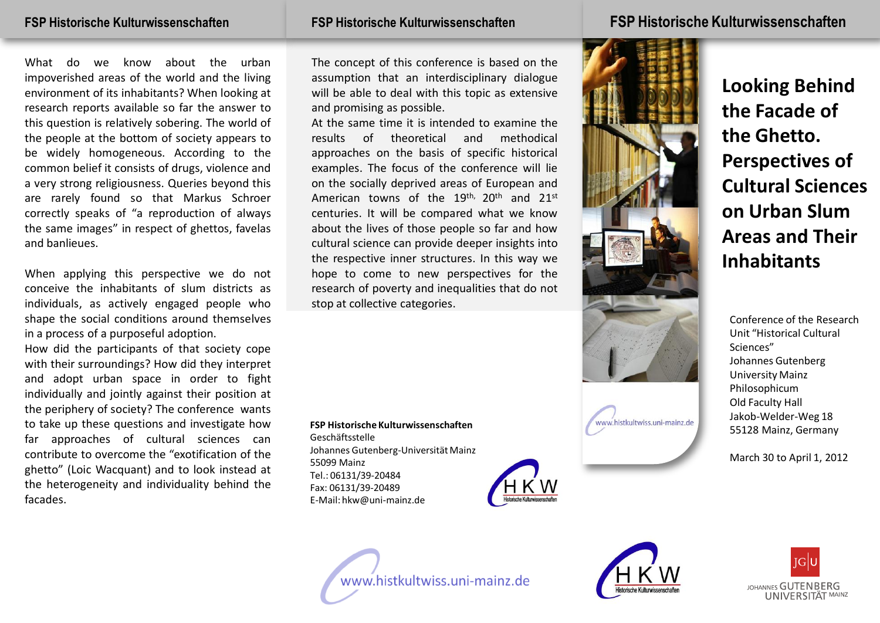What do we know about the urban impoverished areas of the world and the living environment of its inhabitants? When looking at research reports available so far the answer to this question is relatively sobering. The world of the people at the bottom of society appears to be widely homogeneous. According to the common belief it consists of drugs, violence and a very strong religiousness. Queries beyond this are rarely found so that Markus Schroer correctly speaks of "a reproduction of always the same images" in respect of ghettos, favelas and banlieues.

When applying this perspective we do not conceive the inhabitants of slum districts as individuals, as actively engaged people who shape the social conditions around themselves in a process of a purposeful adoption.

How did the participants of that society cope with their surroundings? How did they interpret and adopt urban space in order to fight individually and jointly against their position at the periphery of society? The conference wants to take up these questions and investigate how far approaches of cultural sciences can contribute to overcome the "exotification of the ghetto" (Loic Wacquant) and to look instead at the heterogeneity and individuality behind the facades.

The concept of this conference is based on the assumption that an interdisciplinary dialogue will be able to deal with this topic as extensive and promising as possible.

At the same time it is intended to examine the results of theoretical and methodical approaches on the basis of specific historical examples. The focus of the conference will lie on the socially deprived areas of European and American towns of the 19th, 20th and 21st centuries. It will be compared what we know about the lives of those people so far and how cultural science can provide deeper insights into the respective inner structures. In this way we hope to come to new perspectives for the research of poverty and inequalities that do not stop at collective categories.

**FSP Historische Kulturwissenschaften**
Geschäftsstelle
Johannes Gutenberg-Universität Mainz
55099 Mainz
Tel.: 06131/39-20484
Fax: 06131/39-20489
E-Mail: hkw@uni-mainz.de

www.histkultwiss.uni-mainz.de

# Looking Behind the Facade of the Ghetto. Perspectives of Cultural Sciences on Urban Slum Areas and Their Inhabitants

Conference of the Research Unit "Historical Cultural Sciences"
Johannes Gutenberg University Mainz
Philosophicum
Old Faculty Hall
Jakob-Welder-Weg 18
55128 Mainz, Germany

March 30 to April 1, 2012

www.histkultwiss.uni-mainz.de

HKW Historische Kulturwissenschaften

JOHANNES GUTENBERG UNIVERSITÄT MAINZ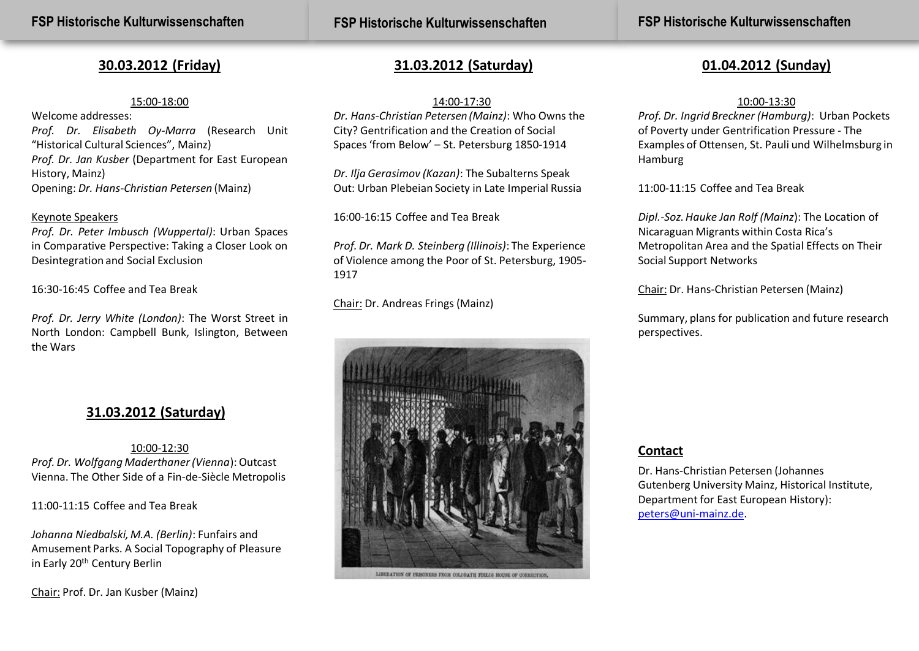## 30.03.2012 (Friday)

15:00-18:00

Welcome addresses:
*Prof. Dr. Elisabeth Oy-Marra* (Research Unit "Historical Cultural Sciences", Mainz)
*Prof. Dr. Jan Kusber* (Department for East European History, Mainz)
Opening: *Dr. Hans-Christian Petersen* (Mainz)

Keynote Speakers
*Prof. Dr. Peter Imbusch (Wuppertal)*: Urban Spaces in Comparative Perspective: Taking a Closer Look on Desintegration and Social Exclusion

16:30-16:45 Coffee and Tea Break

*Prof. Dr. Jerry White (London)*: The Worst Street in North London: Campbell Bunk, Islington, Between the Wars

## 31.03.2012 (Saturday)

10:00-12:30

*Prof. Dr. Wolfgang Maderthaner (Vienna)*: Outcast Vienna. The Other Side of a Fin-de-Siècle Metropolis

11:00-11:15 Coffee and Tea Break

*Johanna Niedbalski, M.A. (Berlin)*: Funfairs and Amusement Parks. A Social Topography of Pleasure in Early 20th Century Berlin

Chair: Prof. Dr. Jan Kusber (Mainz)

## 31.03.2012 (Saturday)

14:00-17:30

*Dr. Hans-Christian Petersen (Mainz)*: Who Owns the City? Gentrification and the Creation of Social Spaces 'from Below' – St. Petersburg 1850-1914

*Dr. Ilja Gerasimov (Kazan)*: The Subalterns Speak Out: Urban Plebeian Society in Late Imperial Russia

16:00-16:15 Coffee and Tea Break

*Prof. Dr. Mark D. Steinberg (Illinois)*: The Experience of Violence among the Poor of St. Petersburg, 1905-1917

Chair: Dr. Andreas Frings (Mainz)

LIBERATION OF PRISONERS FROM COLDBATH FIELDS HOUSE OF CORRECTION.

## 01.04.2012 (Sunday)

10:00-13:30

*Prof. Dr. Ingrid Breckner (Hamburg)*: Urban Pockets of Poverty under Gentrification Pressure - The Examples of Ottensen, St. Pauli und Wilhelmsburg in Hamburg

11:00-11:15 Coffee and Tea Break

*Dipl.-Soz. Hauke Jan Rolf (Mainz)*: The Location of Nicaraguan Migrants within Costa Rica's Metropolitan Area and the Spatial Effects on Their Social Support Networks

Chair: Dr. Hans-Christian Petersen (Mainz)

Summary, plans for publication and future research perspectives.

### Contact

Dr. Hans-Christian Petersen (Johannes Gutenberg University Mainz, Historical Institute, Department for East European History): peters@uni-mainz.de.